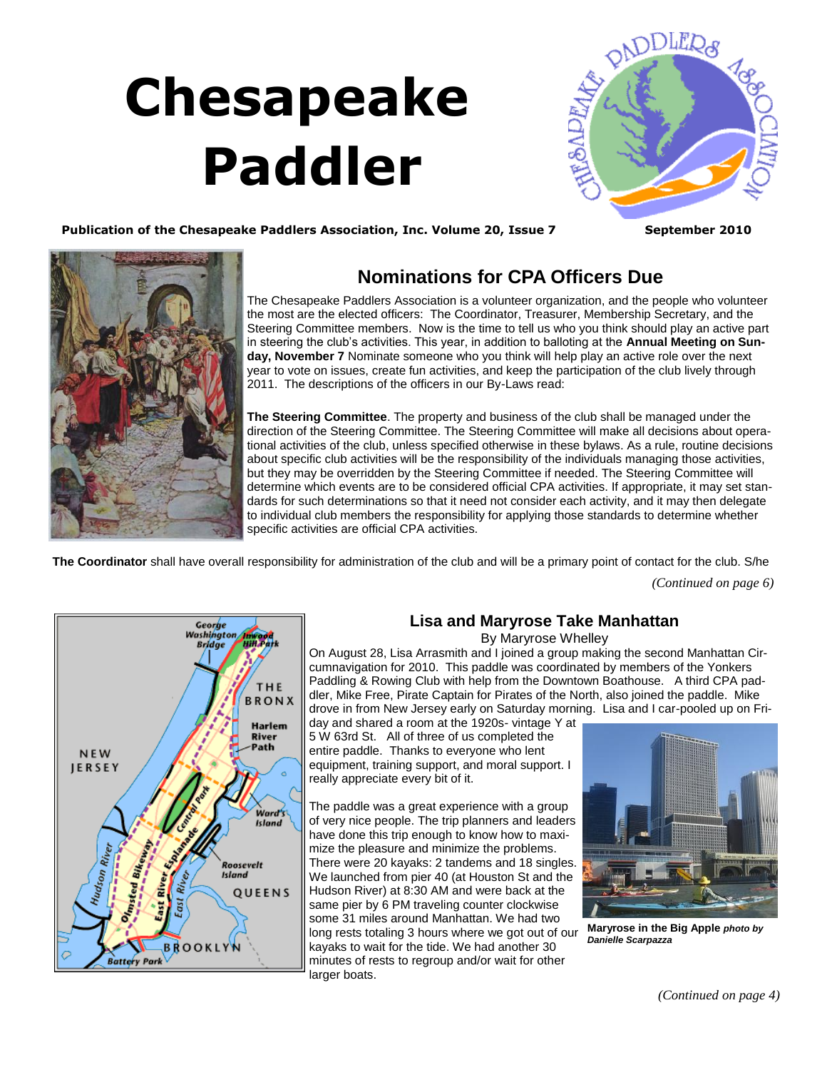# Chesapeake Paddler

**Publication of the Chesapeake Paddlers Association, Inc. Volume 20, Issue 7** **September 2010**

## Nominations for CPA Officers Due

The Chesapeake Paddlers Association is a volunteer organization, and the people who volunteer the most are the elected officers: The Coordinator, Treasurer, Membership Secretary, and the Steering Committee members. Now is the time to tell us who you think should play an active part in steering the club's activities. This year, in addition to balloting at the **Annual Meeting on Sunday, November 7** Nominate someone who you think will help play an active role over the next year to vote on issues, create fun activities, and keep the participation of the club lively through 2011. The descriptions of the officers in our By-Laws read:

**The Steering Committee**. The property and business of the club shall be managed under the direction of the Steering Committee. The Steering Committee will make all decisions about operational activities of the club, unless specified otherwise in these bylaws. As a rule, routine decisions about specific club activities will be the responsibility of the individuals managing those activities, but they may be overridden by the Steering Committee if needed. The Steering Committee will determine which events are to be considered official CPA activities. If appropriate, it may set standards for such determinations so that it need not consider each activity, and it may then delegate to individual club members the responsibility for applying those standards to determine whether specific activities are official CPA activities.

**The Coordinator** shall have overall responsibility for administration of the club and will be a primary point of contact for the club. S/he

*(Continued on page 6)*

## Lisa and Maryrose Take Manhattan

By Maryrose Whelley

On August 28, Lisa Arrasmith and I joined a group making the second Manhattan Circumnavigation for 2010. This paddle was coordinated by members of the Yonkers Paddling & Rowing Club with help from the Downtown Boathouse. A third CPA paddler, Mike Free, Pirate Captain for Pirates of the North, also joined the paddle. Mike drove in from New Jersey early on Saturday morning. Lisa and I car-pooled up on Friday and shared a room at the 1920s- vintage Y at 5 W 63rd St. All of three of us completed the entire paddle. Thanks to everyone who lent equipment, training support, and moral support. I really appreciate every bit of it.

The paddle was a great experience with a group of very nice people. The trip planners and leaders have done this trip enough to know how to maximize the pleasure and minimize the problems. There were 20 kayaks: 2 tandems and 18 singles. We launched from pier 40 (at Houston St and the Hudson River) at 8:30 AM and were back at the same pier by 6 PM traveling counter clockwise some 31 miles around Manhattan. We had two long rests totaling 3 hours where we got out of our kayaks to wait for the tide. We had another 30 minutes of rests to regroup and/or wait for other larger boats.

**Maryrose in the Big Apple** ***photo by Danielle Scarpazza***

*(Continued on page 4)*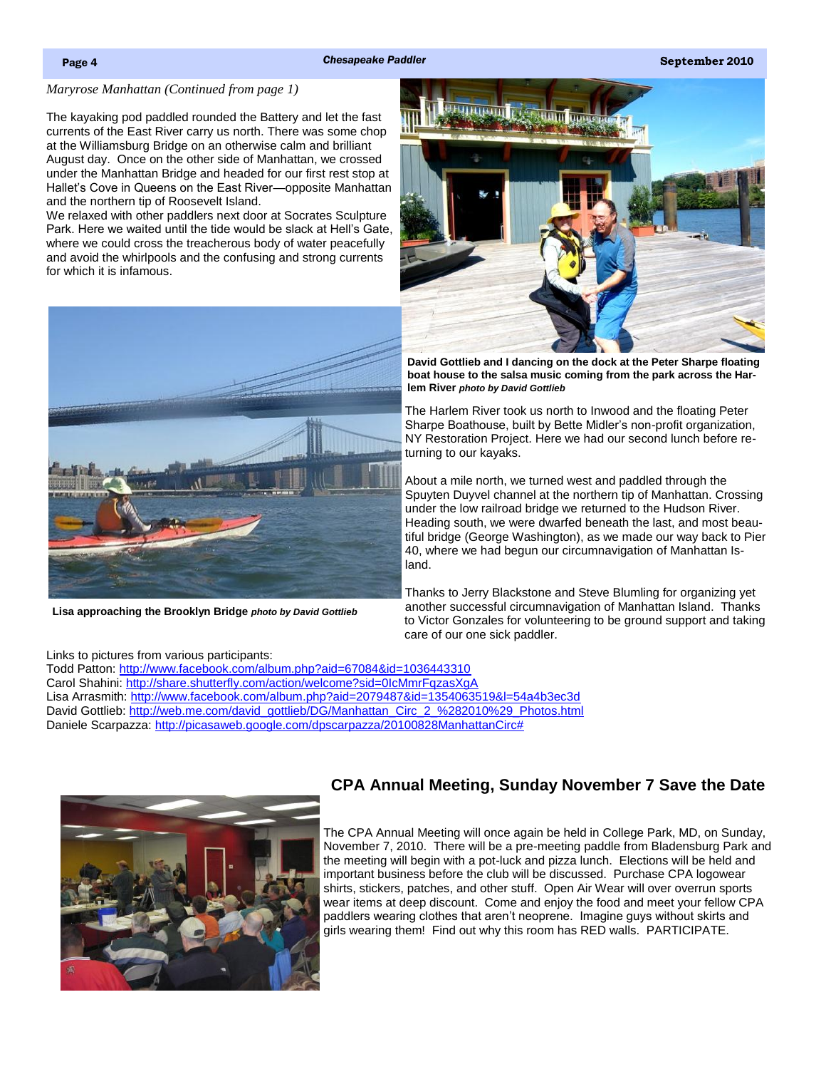*Maryrose Manhattan (Continued from page 1)*

The kayaking pod paddled rounded the Battery and let the fast currents of the East River carry us north. There was some chop at the Williamsburg Bridge on an otherwise calm and brilliant August day. Once on the other side of Manhattan, we crossed under the Manhattan Bridge and headed for our first rest stop at Hallet's Cove in Queens on the East River—opposite Manhattan and the northern tip of Roosevelt Island.

We relaxed with other paddlers next door at Socrates Sculpture Park. Here we waited until the tide would be slack at Hell's Gate, where we could cross the treacherous body of water peacefully and avoid the whirlpools and the confusing and strong currents for which it is infamous.

**Lisa approaching the Brooklyn Bridge** ***photo by David Gottlieb***

**David Gottlieb and I dancing on the dock at the Peter Sharpe floating boat house to the salsa music coming from the park across the Harlem River** ***photo by David Gottlieb***

The Harlem River took us north to Inwood and the floating Peter Sharpe Boathouse, built by Bette Midler's non-profit organization, NY Restoration Project. Here we had our second lunch before returning to our kayaks.

About a mile north, we turned west and paddled through the Spuyten Duyvel channel at the northern tip of Manhattan. Crossing under the low railroad bridge we returned to the Hudson River. Heading south, we were dwarfed beneath the last, and most beautiful bridge (George Washington), as we made our way back to Pier 40, where we had begun our circumnavigation of Manhattan Island.

Thanks to Jerry Blackstone and Steve Blumling for organizing yet another successful circumnavigation of Manhattan Island. Thanks to Victor Gonzales for volunteering to be ground support and taking care of our one sick paddler.

Links to pictures from various participants:
Todd Patton: http://www.facebook.com/album.php?aid=67084&id=1036443310
Carol Shahini: http://share.shutterfly.com/action/welcome?sid=0IcMmrFqzasXgA
Lisa Arrasmith: http://www.facebook.com/album.php?aid=2079487&id=1354063519&l=54a4b3ec3d
David Gottlieb: http://web.me.com/david_gottlieb/DG/Manhattan_Circ_2_%282010%29_Photos.html
Daniele Scarpazza: http://picasaweb.google.com/dpscarpazza/20100828ManhattanCirc#

## CPA Annual Meeting, Sunday November 7 Save the Date

The CPA Annual Meeting will once again be held in College Park, MD, on Sunday, November 7, 2010. There will be a pre-meeting paddle from Bladensburg Park and the meeting will begin with a pot-luck and pizza lunch. Elections will be held and important business before the club will be discussed. Purchase CPA logowear shirts, stickers, patches, and other stuff. Open Air Wear will over overrun sports wear items at deep discount. Come and enjoy the food and meet your fellow CPA paddlers wearing clothes that aren't neoprene. Imagine guys without skirts and girls wearing them! Find out why this room has RED walls. PARTICIPATE.